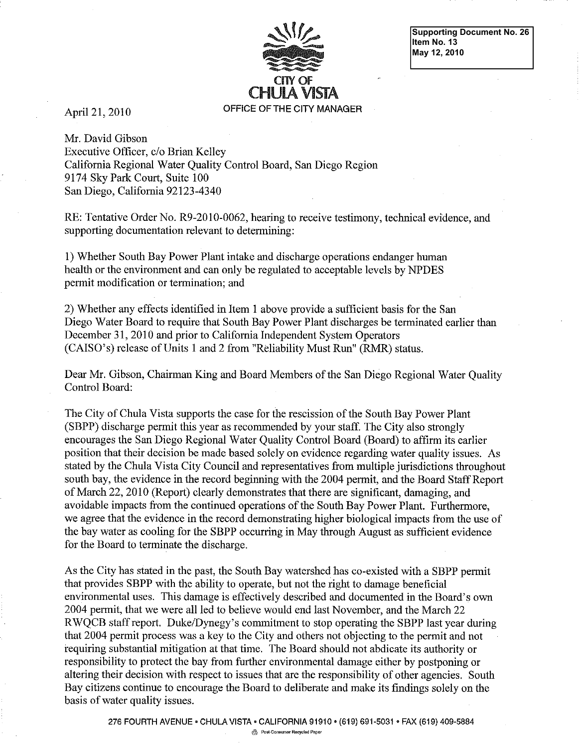Supporting Document No. 26
Item No. 13
May 12, 2010

CITY OF
CHULA VISTA

OFFICE OF THE CITY MANAGER

April 21, 2010

Mr. David Gibson
Executive Officer, c/o Brian Kelley
California Regional Water Quality Control Board, San Diego Region
9174 Sky Park Court, Suite 100
San Diego, California 92123-4340

RE: Tentative Order No. R9-2010-0062, hearing to receive testimony, technical evidence, and supporting documentation relevant to determining:

1) Whether South Bay Power Plant intake and discharge operations endanger human health or the environment and can only be regulated to acceptable levels by NPDES permit modification or termination; and

2) Whether any effects identified in Item 1 above provide a sufficient basis for the San Diego Water Board to require that South Bay Power Plant discharges be terminated earlier than December 31, 2010 and prior to California Independent System Operators (CAISO's) release of Units 1 and 2 from "Reliability Must Run" (RMR) status.

Dear Mr. Gibson, Chairman King and Board Members of the San Diego Regional Water Quality Control Board:

The City of Chula Vista supports the case for the rescission of the South Bay Power Plant (SBPP) discharge permit this year as recommended by your staff. The City also strongly encourages the San Diego Regional Water Quality Control Board (Board) to affirm its earlier position that their decision be made based solely on evidence regarding water quality issues. As stated by the Chula Vista City Council and representatives from multiple jurisdictions throughout south bay, the evidence in the record beginning with the 2004 permit, and the Board Staff Report of March 22, 2010 (Report) clearly demonstrates that there are significant, damaging, and avoidable impacts from the continued operations of the South Bay Power Plant. Furthermore, we agree that the evidence in the record demonstrating higher biological impacts from the use of the bay water as cooling for the SBPP occurring in May through August as sufficient evidence for the Board to terminate the discharge.

As the City has stated in the past, the South Bay watershed has co-existed with a SBPP permit that provides SBPP with the ability to operate, but not the right to damage beneficial environmental uses. This damage is effectively described and documented in the Board's own 2004 permit, that we were all led to believe would end last November, and the March 22 RWQCB staff report. Duke/Dynegy's commitment to stop operating the SBPP last year during that 2004 permit process was a key to the City and others not objecting to the permit and not requiring substantial mitigation at that time. The Board should not abdicate its authority or responsibility to protect the bay from further environmental damage either by postponing or altering their decision with respect to issues that are the responsibility of other agencies. South Bay citizens continue to encourage the Board to deliberate and make its findings solely on the basis of water quality issues.

276 FOURTH AVENUE • CHULA VISTA • CALIFORNIA 91910 • (619) 691-5031 • FAX (619) 409-5884

Post-Consumer Recycled Paper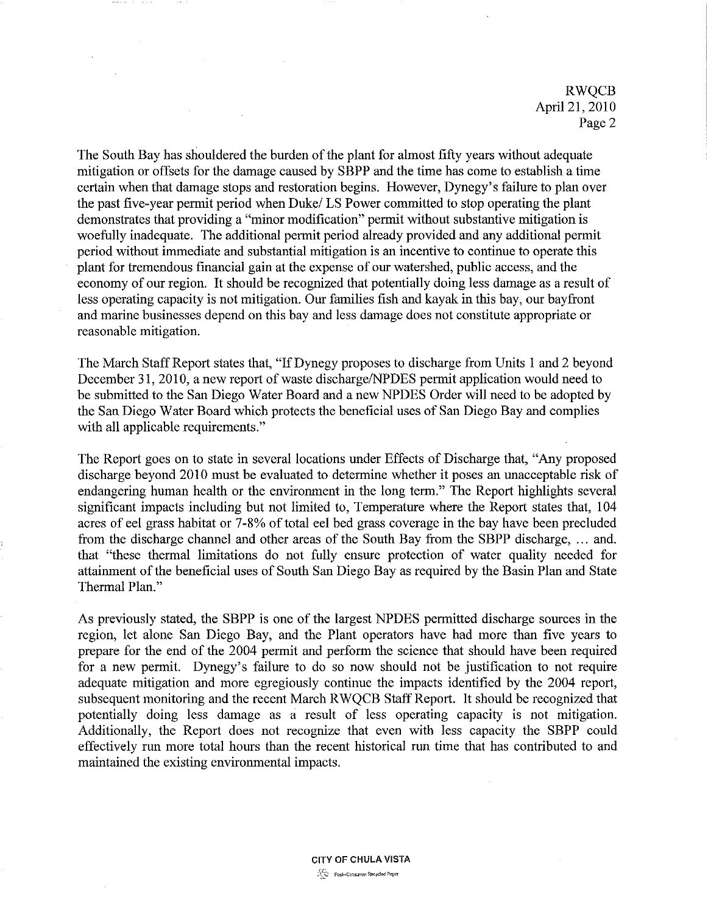The South Bay has shouldered the burden of the plant for almost fifty years without adequate mitigation or offsets for the damage caused by SBPP and the time has come to establish a time certain when that damage stops and restoration begins. However, Dynegy's failure to plan over the past five-year permit period when Duke/ LS Power committed to stop operating the plant demonstrates that providing a "minor modification" permit without substantive mitigation is woefully inadequate. The additional permit period already provided and any additional permit period without immediate and substantial mitigation is an incentive to continue to operate this plant for tremendous financial gain at the expense of our watershed, public access, and the economy of our region. It should be recognized that potentially doing less damage as a result of less operating capacity is not mitigation. Our families fish and kayak in this bay, our bayfront and marine businesses depend on this bay and less damage does not constitute appropriate or reasonable mitigation.

The March Staff Report states that, "If Dynegy proposes to discharge from Units 1 and 2 beyond December 31, 2010, a new report of waste discharge/NPDES permit application would need to be submitted to the San Diego Water Board and a new NPDES Order will need to be adopted by the San Diego Water Board which protects the beneficial uses of San Diego Bay and complies with all applicable requirements."

The Report goes on to state in several locations under Effects of Discharge that, "Any proposed discharge beyond 2010 must be evaluated to determine whether it poses an unacceptable risk of endangering human health or the environment in the long term." The Report highlights several significant impacts including but not limited to, Temperature where the Report states that, 104 acres of eel grass habitat or 7-8% of total eel bed grass coverage in the bay have been precluded from the discharge channel and other areas of the South Bay from the SBPP discharge, … and. that "these thermal limitations do not fully ensure protection of water quality needed for attainment of the beneficial uses of South San Diego Bay as required by the Basin Plan and State Thermal Plan."

As previously stated, the SBPP is one of the largest NPDES permitted discharge sources in the region, let alone San Diego Bay, and the Plant operators have had more than five years to prepare for the end of the 2004 permit and perform the science that should have been required for a new permit. Dynegy's failure to do so now should not be justification to not require adequate mitigation and more egregiously continue the impacts identified by the 2004 report, subsequent monitoring and the recent March RWQCB Staff Report. It should be recognized that potentially doing less damage as a result of less operating capacity is not mitigation. Additionally, the Report does not recognize that even with less capacity the SBPP could effectively run more total hours than the recent historical run time that has contributed to and maintained the existing environmental impacts.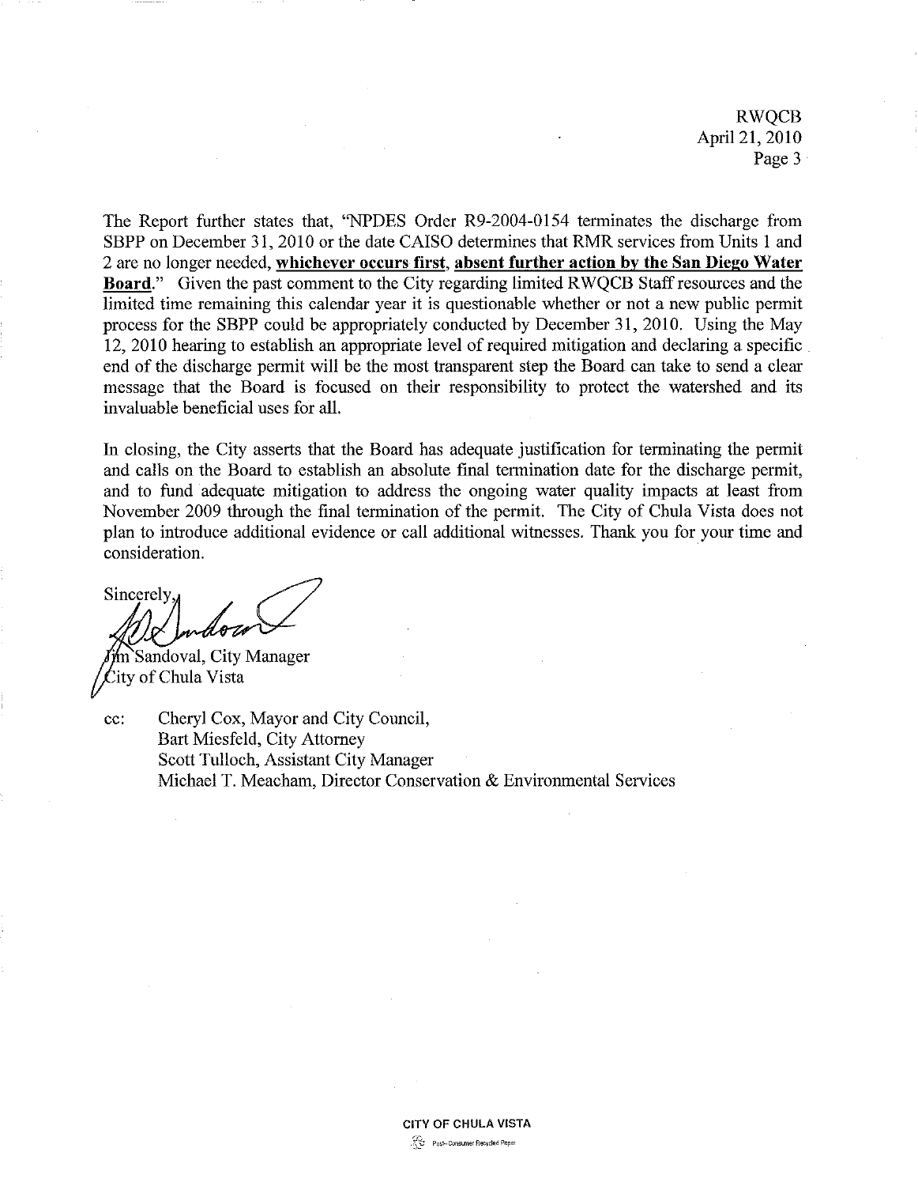The Report further states that, "NPDES Order R9-2004-0154 terminates the discharge from SBPP on December 31, 2010 or the date CAISO determines that RMR services from Units 1 and 2 are no longer needed, **whichever occurs first**, **absent further action by the San Diego Water Board**." Given the past comment to the City regarding limited RWQCB Staff resources and the limited time remaining this calendar year it is questionable whether or not a new public permit process for the SBPP could be appropriately conducted by December 31, 2010. Using the May 12, 2010 hearing to establish an appropriate level of required mitigation and declaring a specific end of the discharge permit will be the most transparent step the Board can take to send a clear message that the Board is focused on their responsibility to protect the watershed and its invaluable beneficial uses for all.

In closing, the City asserts that the Board has adequate justification for terminating the permit and calls on the Board to establish an absolute final termination date for the discharge permit, and to fund adequate mitigation to address the ongoing water quality impacts at least from November 2009 through the final termination of the permit. The City of Chula Vista does not plan to introduce additional evidence or call additional witnesses. Thank you for your time and consideration.

Sincerely,

Jim Sandoval, City Manager
City of Chula Vista

cc: Cheryl Cox, Mayor and City Council,
Bart Miesfeld, City Attorney
Scott Tulloch, Assistant City Manager
Michael T. Meacham, Director Conservation & Environmental Services

CITY OF CHULA VISTA

Post-Consumer Recycled Paper